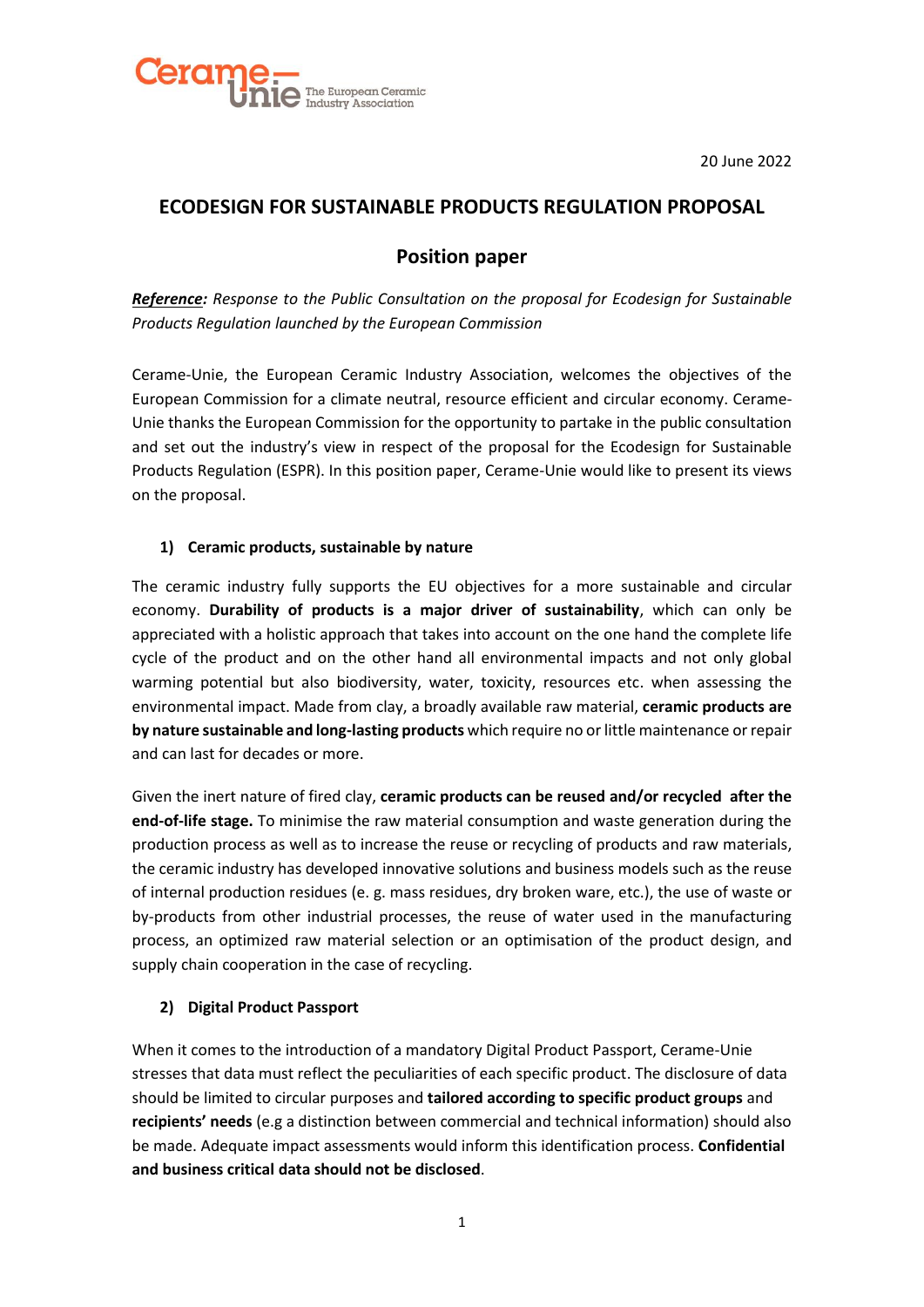20 June 2022

# ECODESIGN FOR SUSTAINABLE PRODUCTS REGULATION PROPOSAL

## Position paper

***Reference:*** *Response to the Public Consultation on the proposal for Ecodesign for Sustainable Products Regulation launched by the European Commission*

Cerame-Unie, the European Ceramic Industry Association, welcomes the objectives of the European Commission for a climate neutral, resource efficient and circular economy. Cerame-Unie thanks the European Commission for the opportunity to partake in the public consultation and set out the industry's view in respect of the proposal for the Ecodesign for Sustainable Products Regulation (ESPR). In this position paper, Cerame-Unie would like to present its views on the proposal.

### 1) Ceramic products, sustainable by nature

The ceramic industry fully supports the EU objectives for a more sustainable and circular economy. **Durability of products is a major driver of sustainability**, which can only be appreciated with a holistic approach that takes into account on the one hand the complete life cycle of the product and on the other hand all environmental impacts and not only global warming potential but also biodiversity, water, toxicity, resources etc. when assessing the environmental impact. Made from clay, a broadly available raw material, **ceramic products are by nature sustainable and long-lasting products** which require no or little maintenance or repair and can last for decades or more.

Given the inert nature of fired clay, **ceramic products can be reused and/or recycled after the end-of-life stage.** To minimise the raw material consumption and waste generation during the production process as well as to increase the reuse or recycling of products and raw materials, the ceramic industry has developed innovative solutions and business models such as the reuse of internal production residues (e. g. mass residues, dry broken ware, etc.), the use of waste or by-products from other industrial processes, the reuse of water used in the manufacturing process, an optimized raw material selection or an optimisation of the product design, and supply chain cooperation in the case of recycling.

### 2) Digital Product Passport

When it comes to the introduction of a mandatory Digital Product Passport, Cerame-Unie stresses that data must reflect the peculiarities of each specific product. The disclosure of data should be limited to circular purposes and **tailored according to specific product groups** and **recipients' needs** (e.g a distinction between commercial and technical information) should also be made. Adequate impact assessments would inform this identification process. **Confidential and business critical data should not be disclosed**.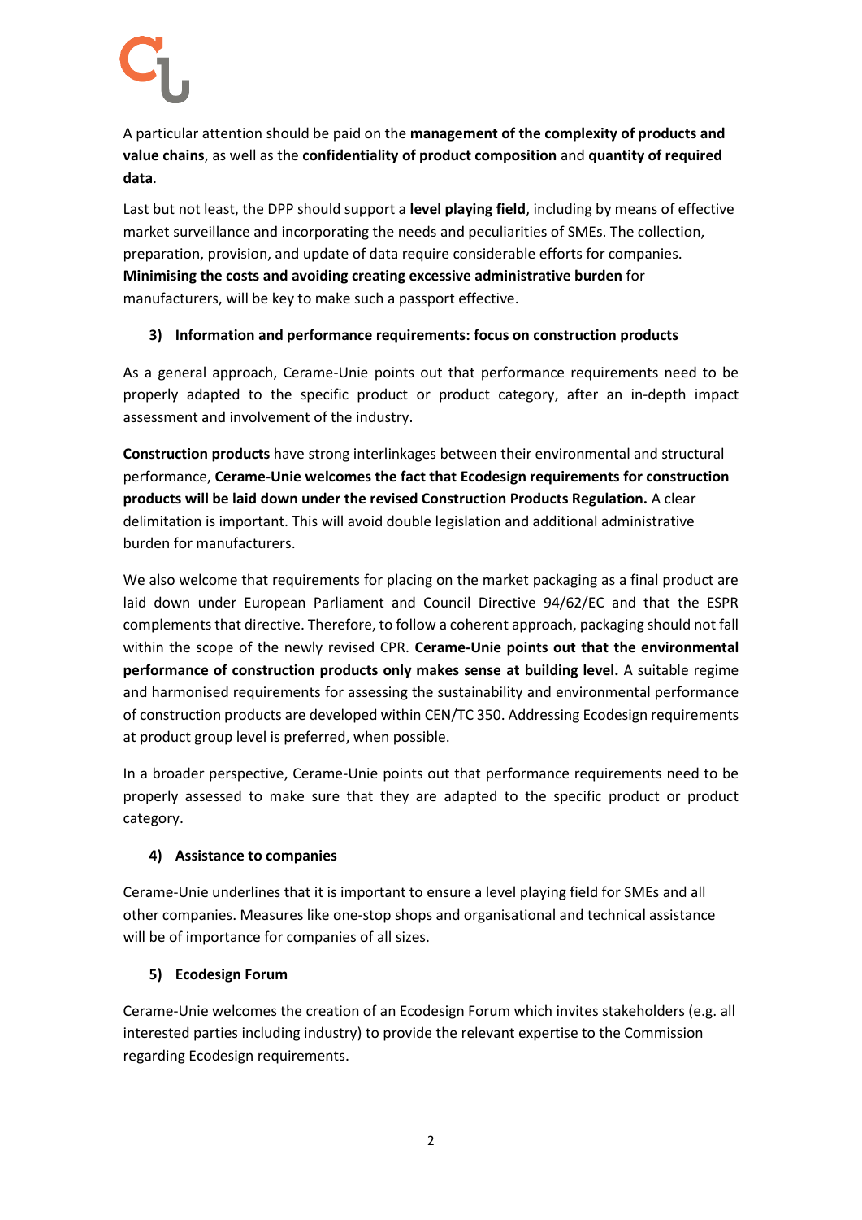A particular attention should be paid on the **management of the complexity of products and value chains**, as well as the **confidentiality of product composition** and **quantity of required data**.

Last but not least, the DPP should support a **level playing field**, including by means of effective market surveillance and incorporating the needs and peculiarities of SMEs. The collection, preparation, provision, and update of data require considerable efforts for companies. **Minimising the costs and avoiding creating excessive administrative burden** for manufacturers, will be key to make such a passport effective.

### 3) Information and performance requirements: focus on construction products

As a general approach, Cerame-Unie points out that performance requirements need to be properly adapted to the specific product or product category, after an in-depth impact assessment and involvement of the industry.

**Construction products** have strong interlinkages between their environmental and structural performance, **Cerame-Unie welcomes the fact that Ecodesign requirements for construction products will be laid down under the revised Construction Products Regulation.** A clear delimitation is important. This will avoid double legislation and additional administrative burden for manufacturers.

We also welcome that requirements for placing on the market packaging as a final product are laid down under European Parliament and Council Directive 94/62/EC and that the ESPR complements that directive. Therefore, to follow a coherent approach, packaging should not fall within the scope of the newly revised CPR. **Cerame-Unie points out that the environmental performance of construction products only makes sense at building level.** A suitable regime and harmonised requirements for assessing the sustainability and environmental performance of construction products are developed within CEN/TC 350. Addressing Ecodesign requirements at product group level is preferred, when possible.

In a broader perspective, Cerame-Unie points out that performance requirements need to be properly assessed to make sure that they are adapted to the specific product or product category.

### 4) Assistance to companies

Cerame-Unie underlines that it is important to ensure a level playing field for SMEs and all other companies. Measures like one-stop shops and organisational and technical assistance will be of importance for companies of all sizes.

### 5) Ecodesign Forum

Cerame-Unie welcomes the creation of an Ecodesign Forum which invites stakeholders (e.g. all interested parties including industry) to provide the relevant expertise to the Commission regarding Ecodesign requirements.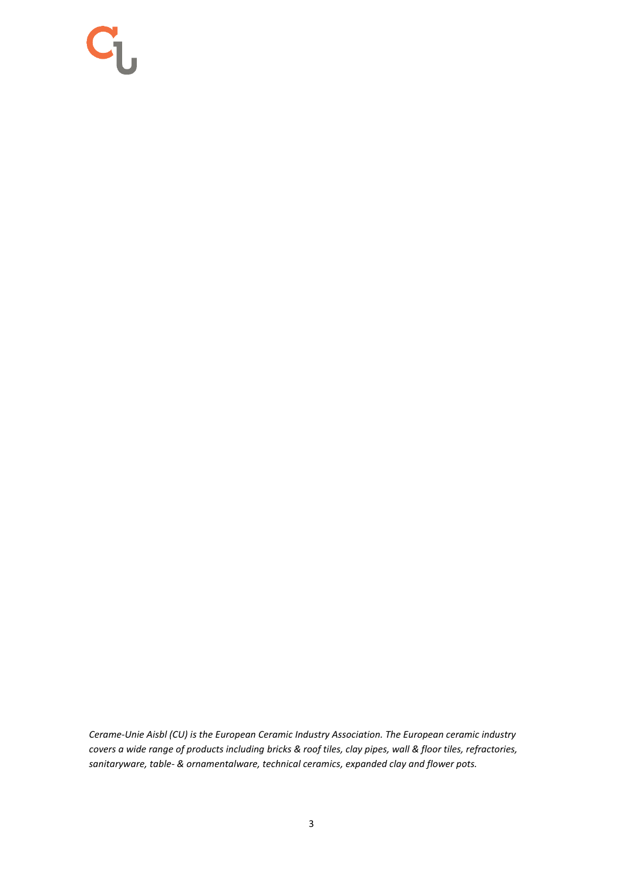*Cerame-Unie Aisbl (CU) is the European Ceramic Industry Association. The European ceramic industry covers a wide range of products including bricks & roof tiles, clay pipes, wall & floor tiles, refractories, sanitaryware, table- & ornamentalware, technical ceramics, expanded clay and flower pots.*